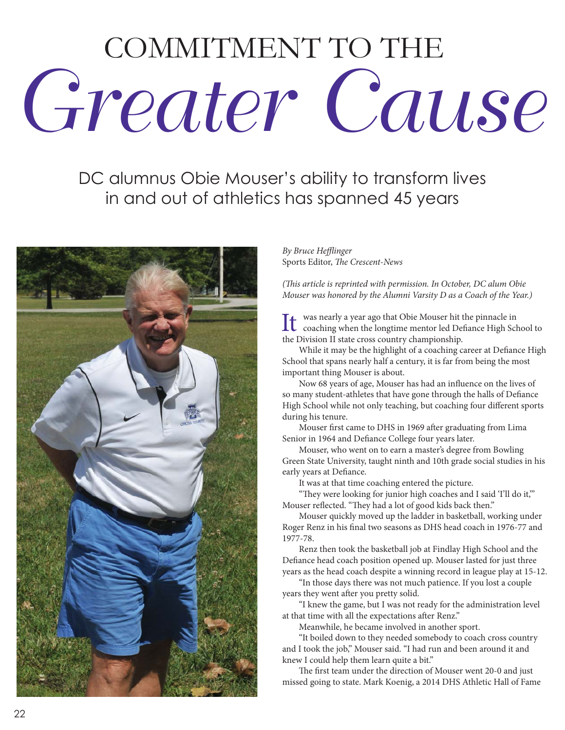# COMMITMENT TO THE *Greater Cause*

## DC alumnus Obie Mouser's ability to transform lives in and out of athletics has spanned 45 years

*By Bruce Hefflinger*
Sports Editor, *The Crescent-News*

*(This article is reprinted with permission. In October, DC alum Obie Mouser was honored by the Alumni Varsity D as a Coach of the Year.)*

It was nearly a year ago that Obie Mouser hit the pinnacle in coaching when the longtime mentor led Defiance High School to the Division II state cross country championship.

While it may be the highlight of a coaching career at Defiance High School that spans nearly half a century, it is far from being the most important thing Mouser is about.

Now 68 years of age, Mouser has had an influence on the lives of so many student-athletes that have gone through the halls of Defiance High School while not only teaching, but coaching four different sports during his tenure.

Mouser first came to DHS in 1969 after graduating from Lima Senior in 1964 and Defiance College four years later.

Mouser, who went on to earn a master's degree from Bowling Green State University, taught ninth and 10th grade social studies in his early years at Defiance.

It was at that time coaching entered the picture.

"They were looking for junior high coaches and I said 'I'll do it,'" Mouser reflected. "They had a lot of good kids back then."

Mouser quickly moved up the ladder in basketball, working under Roger Renz in his final two seasons as DHS head coach in 1976-77 and 1977-78.

Renz then took the basketball job at Findlay High School and the Defiance head coach position opened up. Mouser lasted for just three years as the head coach despite a winning record in league play at 15-12.

"In those days there was not much patience. If you lost a couple years they went after you pretty solid.

"I knew the game, but I was not ready for the administration level at that time with all the expectations after Renz."

Meanwhile, he became involved in another sport.

"It boiled down to they needed somebody to coach cross country and I took the job," Mouser said. "I had run and been around it and knew I could help them learn quite a bit."

The first team under the direction of Mouser went 20-0 and just missed going to state. Mark Koenig, a 2014 DHS Athletic Hall of Fame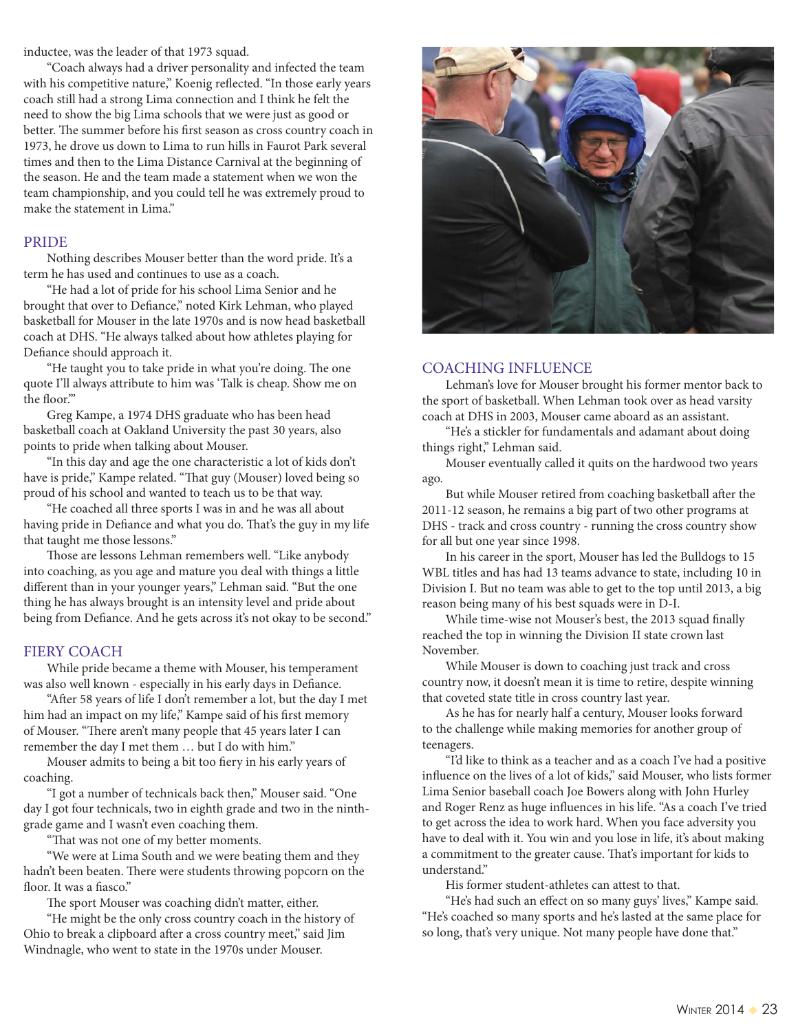inductee, was the leader of that 1973 squad.

"Coach always had a driver personality and infected the team with his competitive nature," Koenig reflected. "In those early years coach still had a strong Lima connection and I think he felt the need to show the big Lima schools that we were just as good or better. The summer before his first season as cross country coach in 1973, he drove us down to Lima to run hills in Faurot Park several times and then to the Lima Distance Carnival at the beginning of the season. He and the team made a statement when we won the team championship, and you could tell he was extremely proud to make the statement in Lima."

## PRIDE

Nothing describes Mouser better than the word pride. It's a term he has used and continues to use as a coach.

"He had a lot of pride for his school Lima Senior and he brought that over to Defiance," noted Kirk Lehman, who played basketball for Mouser in the late 1970s and is now head basketball coach at DHS. "He always talked about how athletes playing for Defiance should approach it.

"He taught you to take pride in what you're doing. The one quote I'll always attribute to him was 'Talk is cheap. Show me on the floor.'"

Greg Kampe, a 1974 DHS graduate who has been head basketball coach at Oakland University the past 30 years, also points to pride when talking about Mouser.

"In this day and age the one characteristic a lot of kids don't have is pride," Kampe related. "That guy (Mouser) loved being so proud of his school and wanted to teach us to be that way.

"He coached all three sports I was in and he was all about having pride in Defiance and what you do. That's the guy in my life that taught me those lessons."

Those are lessons Lehman remembers well. "Like anybody into coaching, as you age and mature you deal with things a little different than in your younger years," Lehman said. "But the one thing he has always brought is an intensity level and pride about being from Defiance. And he gets across it's not okay to be second."

## FIERY COACH

While pride became a theme with Mouser, his temperament was also well known - especially in his early days in Defiance.

"After 58 years of life I don't remember a lot, but the day I met him had an impact on my life," Kampe said of his first memory of Mouser. "There aren't many people that 45 years later I can remember the day I met them … but I do with him."

Mouser admits to being a bit too fiery in his early years of coaching.

"I got a number of technicals back then," Mouser said. "One day I got four technicals, two in eighth grade and two in the ninth-grade game and I wasn't even coaching them.

"That was not one of my better moments.

"We were at Lima South and we were beating them and they hadn't been beaten. There were students throwing popcorn on the floor. It was a fiasco."

The sport Mouser was coaching didn't matter, either.

"He might be the only cross country coach in the history of Ohio to break a clipboard after a cross country meet," said Jim Windnagle, who went to state in the 1970s under Mouser.

## COACHING INFLUENCE

Lehman's love for Mouser brought his former mentor back to the sport of basketball. When Lehman took over as head varsity coach at DHS in 2003, Mouser came aboard as an assistant.

"He's a stickler for fundamentals and adamant about doing things right," Lehman said.

Mouser eventually called it quits on the hardwood two years ago.

But while Mouser retired from coaching basketball after the 2011-12 season, he remains a big part of two other programs at DHS - track and cross country - running the cross country show for all but one year since 1998.

In his career in the sport, Mouser has led the Bulldogs to 15 WBL titles and has had 13 teams advance to state, including 10 in Division I. But no team was able to get to the top until 2013, a big reason being many of his best squads were in D-I.

While time-wise not Mouser's best, the 2013 squad finally reached the top in winning the Division II state crown last November.

While Mouser is down to coaching just track and cross country now, it doesn't mean it is time to retire, despite winning that coveted state title in cross country last year.

As he has for nearly half a century, Mouser looks forward to the challenge while making memories for another group of teenagers.

"I'd like to think as a teacher and as a coach I've had a positive influence on the lives of a lot of kids," said Mouser, who lists former Lima Senior baseball coach Joe Bowers along with John Hurley and Roger Renz as huge influences in his life. "As a coach I've tried to get across the idea to work hard. When you face adversity you have to deal with it. You win and you lose in life, it's about making a commitment to the greater cause. That's important for kids to understand."

His former student-athletes can attest to that.

"He's had such an effect on so many guys' lives," Kampe said. "He's coached so many sports and he's lasted at the same place for so long, that's very unique. Not many people have done that."